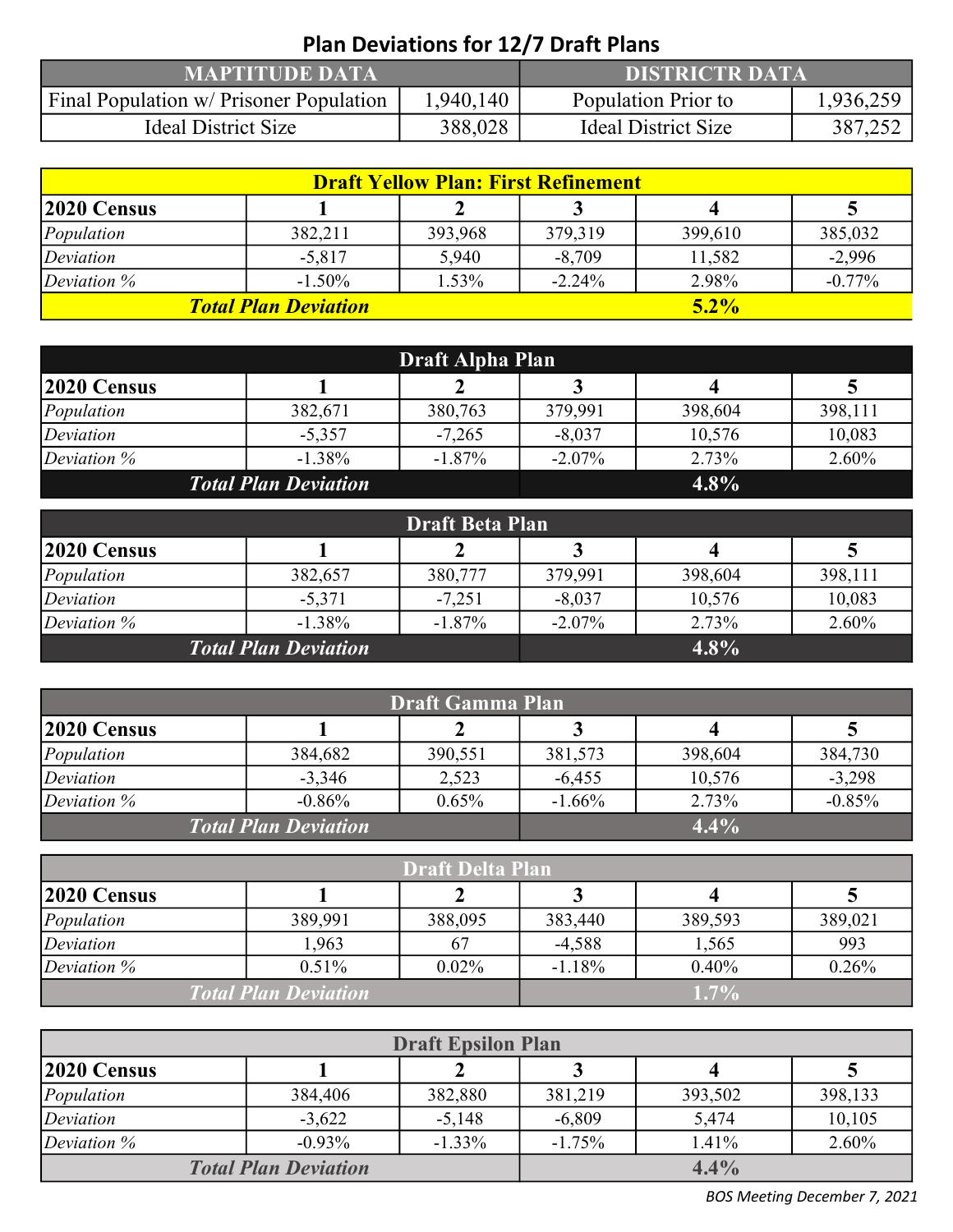# Plan Deviations for 12/7 Draft Plans

| MAPTITUDE DATA | | DISTRICTR DATA | |
|---|---|---|---|
| Final Population w/ Prisoner Population | 1,940,140 | Population Prior to | 1,936,259 |
| Ideal District Size | 388,028 | Ideal District Size | 387,252 |

| Draft Yellow Plan: First Refinement | | | | | |
|---|---|---|---|---|---|
| **2020 Census** | **1** | **2** | **3** | **4** | **5** |
| *Population* | 382,211 | 393,968 | 379,319 | 399,610 | 385,032 |
| *Deviation* | -5,817 | 5,940 | -8,709 | 11,582 | -2,996 |
| *Deviation %* | -1.50% | 1.53% | -2.24% | 2.98% | -0.77% |
| ***Total Plan Deviation*** | | | | **5.2%** | |

| Draft Alpha Plan | | | | | |
|---|---|---|---|---|---|
| **2020 Census** | **1** | **2** | **3** | **4** | **5** |
| *Population* | 382,671 | 380,763 | 379,991 | 398,604 | 398,111 |
| *Deviation* | -5,357 | -7,265 | -8,037 | 10,576 | 10,083 |
| *Deviation %* | -1.38% | -1.87% | -2.07% | 2.73% | 2.60% |
| ***Total Plan Deviation*** | | | | **4.8%** | |

| Draft Beta Plan | | | | | |
|---|---|---|---|---|---|
| **2020 Census** | **1** | **2** | **3** | **4** | **5** |
| *Population* | 382,657 | 380,777 | 379,991 | 398,604 | 398,111 |
| *Deviation* | -5,371 | -7,251 | -8,037 | 10,576 | 10,083 |
| *Deviation %* | -1.38% | -1.87% | -2.07% | 2.73% | 2.60% |
| ***Total Plan Deviation*** | | | | **4.8%** | |

| Draft Gamma Plan | | | | | |
|---|---|---|---|---|---|
| **2020 Census** | **1** | **2** | **3** | **4** | **5** |
| *Population* | 384,682 | 390,551 | 381,573 | 398,604 | 384,730 |
| *Deviation* | -3,346 | 2,523 | -6,455 | 10,576 | -3,298 |
| *Deviation %* | -0.86% | 0.65% | -1.66% | 2.73% | -0.85% |
| ***Total Plan Deviation*** | | | | **4.4%** | |

| Draft Delta Plan | | | | | |
|---|---|---|---|---|---|
| **2020 Census** | **1** | **2** | **3** | **4** | **5** |
| *Population* | 389,991 | 388,095 | 383,440 | 389,593 | 389,021 |
| *Deviation* | 1,963 | 67 | -4,588 | 1,565 | 993 |
| *Deviation %* | 0.51% | 0.02% | -1.18% | 0.40% | 0.26% |
| ***Total Plan Deviation*** | | | | **1.7%** | |

| Draft Epsilon Plan | | | | | |
|---|---|---|---|---|---|
| **2020 Census** | **1** | **2** | **3** | **4** | **5** |
| *Population* | 384,406 | 382,880 | 381,219 | 393,502 | 398,133 |
| *Deviation* | -3,622 | -5,148 | -6,809 | 5,474 | 10,105 |
| *Deviation %* | -0.93% | -1.33% | -1.75% | 1.41% | 2.60% |
| ***Total Plan Deviation*** | | | | **4.4%** | |

*BOS Meeting December 7, 2021*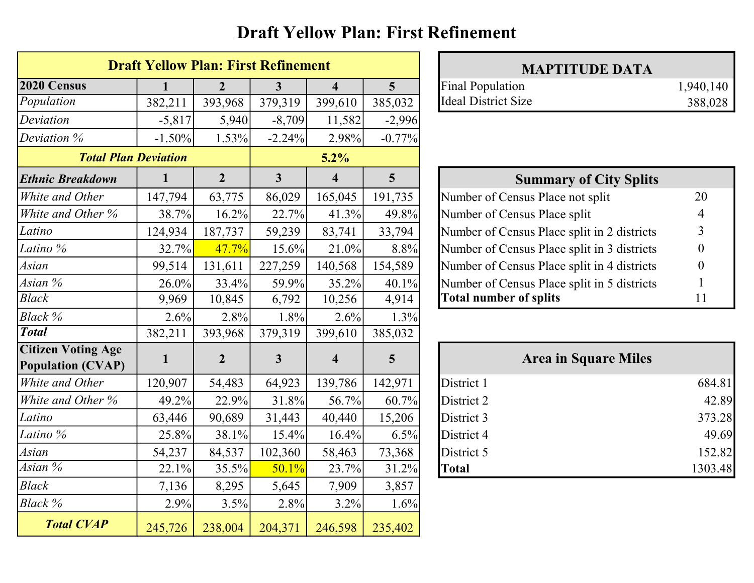# Draft Yellow Plan: First Refinement

| Draft Yellow Plan: First Refinement | | | | | |
|---|---|---|---|---|---|
| **2020 Census** | **1** | **2** | **3** | **4** | **5** |
| *Population* | 382,211 | 393,968 | 379,319 | 399,610 | 385,032 |
| *Deviation* | -5,817 | 5,940 | -8,709 | 11,582 | -2,996 |
| *Deviation %* | -1.50% | 1.53% | -2.24% | 2.98% | -0.77% |
| ***Total Plan Deviation*** | | | **5.2%** | | |
| ***Ethnic Breakdown*** | **1** | **2** | **3** | **4** | **5** |
| *White and Other* | 147,794 | 63,775 | 86,029 | 165,045 | 191,735 |
| *White and Other %* | 38.7% | 16.2% | 22.7% | 41.3% | 49.8% |
| *Latino* | 124,934 | 187,737 | 59,239 | 83,741 | 33,794 |
| *Latino %* | 32.7% | 47.7% | 15.6% | 21.0% | 8.8% |
| *Asian* | 99,514 | 131,611 | 227,259 | 140,568 | 154,589 |
| *Asian %* | 26.0% | 33.4% | 59.9% | 35.2% | 40.1% |
| *Black* | 9,969 | 10,845 | 6,792 | 10,256 | 4,914 |
| *Black %* | 2.6% | 2.8% | 1.8% | 2.6% | 1.3% |
| ***Total*** | 382,211 | 393,968 | 379,319 | 399,610 | 385,032 |
| **Citizen Voting Age Population (CVAP)** | **1** | **2** | **3** | **4** | **5** |
| *White and Other* | 120,907 | 54,483 | 64,923 | 139,786 | 142,971 |
| *White and Other %* | 49.2% | 22.9% | 31.8% | 56.7% | 60.7% |
| *Latino* | 63,446 | 90,689 | 31,443 | 40,440 | 15,206 |
| *Latino %* | 25.8% | 38.1% | 15.4% | 16.4% | 6.5% |
| *Asian* | 54,237 | 84,537 | 102,360 | 58,463 | 73,368 |
| *Asian %* | 22.1% | 35.5% | 50.1% | 23.7% | 31.2% |
| *Black* | 7,136 | 8,295 | 5,645 | 7,909 | 3,857 |
| *Black %* | 2.9% | 3.5% | 2.8% | 3.2% | 1.6% |
| ***Total CVAP*** | 245,726 | 238,004 | 204,371 | 246,598 | 235,402 |

| MAPTITUDE DATA | |
|---|---|
| Final Population | 1,940,140 |
| Ideal District Size | 388,028 |

| Summary of City Splits | |
|---|---|
| Number of Census Place not split | 20 |
| Number of Census Place split | 4 |
| Number of Census Place split in 2 districts | 3 |
| Number of Census Place split in 3 districts | 0 |
| Number of Census Place split in 4 districts | 0 |
| Number of Census Place split in 5 districts | 1 |
| **Total number of splits** | 11 |

| Area in Square Miles | |
|---|---|
| District 1 | 684.81 |
| District 2 | 42.89 |
| District 3 | 373.28 |
| District 4 | 49.69 |
| District 5 | 152.82 |
| **Total** | 1303.48 |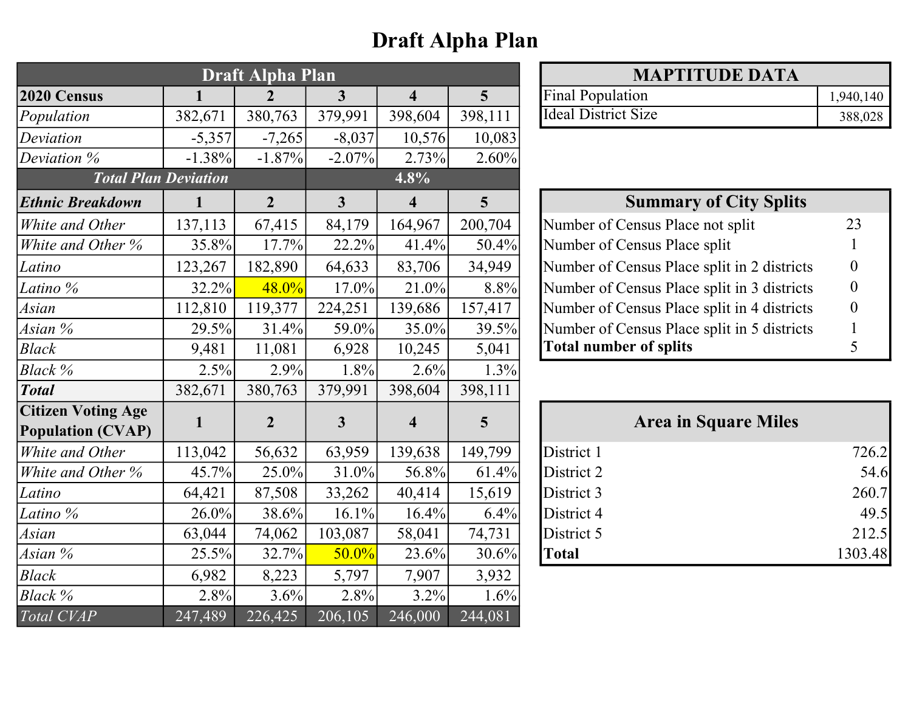# Draft Alpha Plan

| Draft Alpha Plan | | | | | |
|---|---|---|---|---|---|
| **2020 Census** | **1** | **2** | **3** | **4** | **5** |
| *Population* | 382,671 | 380,763 | 379,991 | 398,604 | 398,111 |
| *Deviation* | -5,357 | -7,265 | -8,037 | 10,576 | 10,083 |
| *Deviation %* | -1.38% | -1.87% | -2.07% | 2.73% | 2.60% |
| ***Total Plan Deviation*** | | | **4.8%** | | |
| ***Ethnic Breakdown*** | **1** | **2** | **3** | **4** | **5** |
| *White and Other* | 137,113 | 67,415 | 84,179 | 164,967 | 200,704 |
| *White and Other %* | 35.8% | 17.7% | 22.2% | 41.4% | 50.4% |
| *Latino* | 123,267 | 182,890 | 64,633 | 83,706 | 34,949 |
| *Latino %* | 32.2% | 48.0% | 17.0% | 21.0% | 8.8% |
| *Asian* | 112,810 | 119,377 | 224,251 | 139,686 | 157,417 |
| *Asian %* | 29.5% | 31.4% | 59.0% | 35.0% | 39.5% |
| *Black* | 9,481 | 11,081 | 6,928 | 10,245 | 5,041 |
| *Black %* | 2.5% | 2.9% | 1.8% | 2.6% | 1.3% |
| ***Total*** | 382,671 | 380,763 | 379,991 | 398,604 | 398,111 |
| **Citizen Voting Age Population (CVAP)** | **1** | **2** | **3** | **4** | **5** |
| *White and Other* | 113,042 | 56,632 | 63,959 | 139,638 | 149,799 |
| *White and Other %* | 45.7% | 25.0% | 31.0% | 56.8% | 61.4% |
| *Latino* | 64,421 | 87,508 | 33,262 | 40,414 | 15,619 |
| *Latino %* | 26.0% | 38.6% | 16.1% | 16.4% | 6.4% |
| *Asian* | 63,044 | 74,062 | 103,087 | 58,041 | 74,731 |
| *Asian %* | 25.5% | 32.7% | 50.0% | 23.6% | 30.6% |
| *Black* | 6,982 | 8,223 | 5,797 | 7,907 | 3,932 |
| *Black %* | 2.8% | 3.6% | 2.8% | 3.2% | 1.6% |
| *Total CVAP* | 247,489 | 226,425 | 206,105 | 246,000 | 244,081 |

| MAPTITUDE DATA | |
|---|---|
| Final Population | 1,940,140 |
| Ideal District Size | 388,028 |

| Summary of City Splits | |
|---|---|
| Number of Census Place not split | 23 |
| Number of Census Place split | 1 |
| Number of Census Place split in 2 districts | 0 |
| Number of Census Place split in 3 districts | 0 |
| Number of Census Place split in 4 districts | 0 |
| Number of Census Place split in 5 districts | 1 |
| **Total number of splits** | 5 |

| Area in Square Miles | |
|---|---|
| District 1 | 726.2 |
| District 2 | 54.6 |
| District 3 | 260.7 |
| District 4 | 49.5 |
| District 5 | 212.5 |
| **Total** | 1303.48 |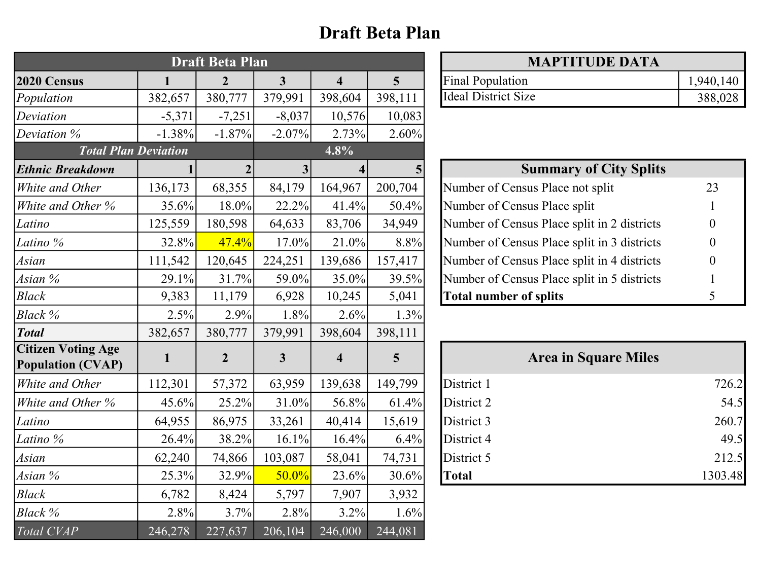# Draft Beta Plan

| Draft Beta Plan | | | | | |
|---|---|---|---|---|---|
| **2020 Census** | **1** | **2** | **3** | **4** | **5** |
| *Population* | 382,657 | 380,777 | 379,991 | 398,604 | 398,111 |
| *Deviation* | -5,371 | -7,251 | -8,037 | 10,576 | 10,083 |
| *Deviation %* | -1.38% | -1.87% | -2.07% | 2.73% | 2.60% |
| ***Total Plan Deviation*** | | | **4.8%** | | |
| ***Ethnic Breakdown*** | **1** | **2** | **3** | **4** | **5** |
| *White and Other* | 136,173 | 68,355 | 84,179 | 164,967 | 200,704 |
| *White and Other %* | 35.6% | 18.0% | 22.2% | 41.4% | 50.4% |
| *Latino* | 125,559 | 180,598 | 64,633 | 83,706 | 34,949 |
| *Latino %* | 32.8% | 47.4% | 17.0% | 21.0% | 8.8% |
| *Asian* | 111,542 | 120,645 | 224,251 | 139,686 | 157,417 |
| *Asian %* | 29.1% | 31.7% | 59.0% | 35.0% | 39.5% |
| *Black* | 9,383 | 11,179 | 6,928 | 10,245 | 5,041 |
| *Black %* | 2.5% | 2.9% | 1.8% | 2.6% | 1.3% |
| ***Total*** | 382,657 | 380,777 | 379,991 | 398,604 | 398,111 |
| **Citizen Voting Age Population (CVAP)** | **1** | **2** | **3** | **4** | **5** |
| *White and Other* | 112,301 | 57,372 | 63,959 | 139,638 | 149,799 |
| *White and Other %* | 45.6% | 25.2% | 31.0% | 56.8% | 61.4% |
| *Latino* | 64,955 | 86,975 | 33,261 | 40,414 | 15,619 |
| *Latino %* | 26.4% | 38.2% | 16.1% | 16.4% | 6.4% |
| *Asian* | 62,240 | 74,866 | 103,087 | 58,041 | 74,731 |
| *Asian %* | 25.3% | 32.9% | 50.0% | 23.6% | 30.6% |
| *Black* | 6,782 | 8,424 | 5,797 | 7,907 | 3,932 |
| *Black %* | 2.8% | 3.7% | 2.8% | 3.2% | 1.6% |
| *Total CVAP* | 246,278 | 227,637 | 206,104 | 246,000 | 244,081 |

| MAPTITUDE DATA | |
|---|---|
| Final Population | 1,940,140 |
| Ideal District Size | 388,028 |

| Summary of City Splits | |
|---|---|
| Number of Census Place not split | 23 |
| Number of Census Place split | 1 |
| Number of Census Place split in 2 districts | 0 |
| Number of Census Place split in 3 districts | 0 |
| Number of Census Place split in 4 districts | 0 |
| Number of Census Place split in 5 districts | 1 |
| **Total number of splits** | 5 |

| Area in Square Miles | |
|---|---|
| District 1 | 726.2 |
| District 2 | 54.5 |
| District 3 | 260.7 |
| District 4 | 49.5 |
| District 5 | 212.5 |
| **Total** | 1303.48 |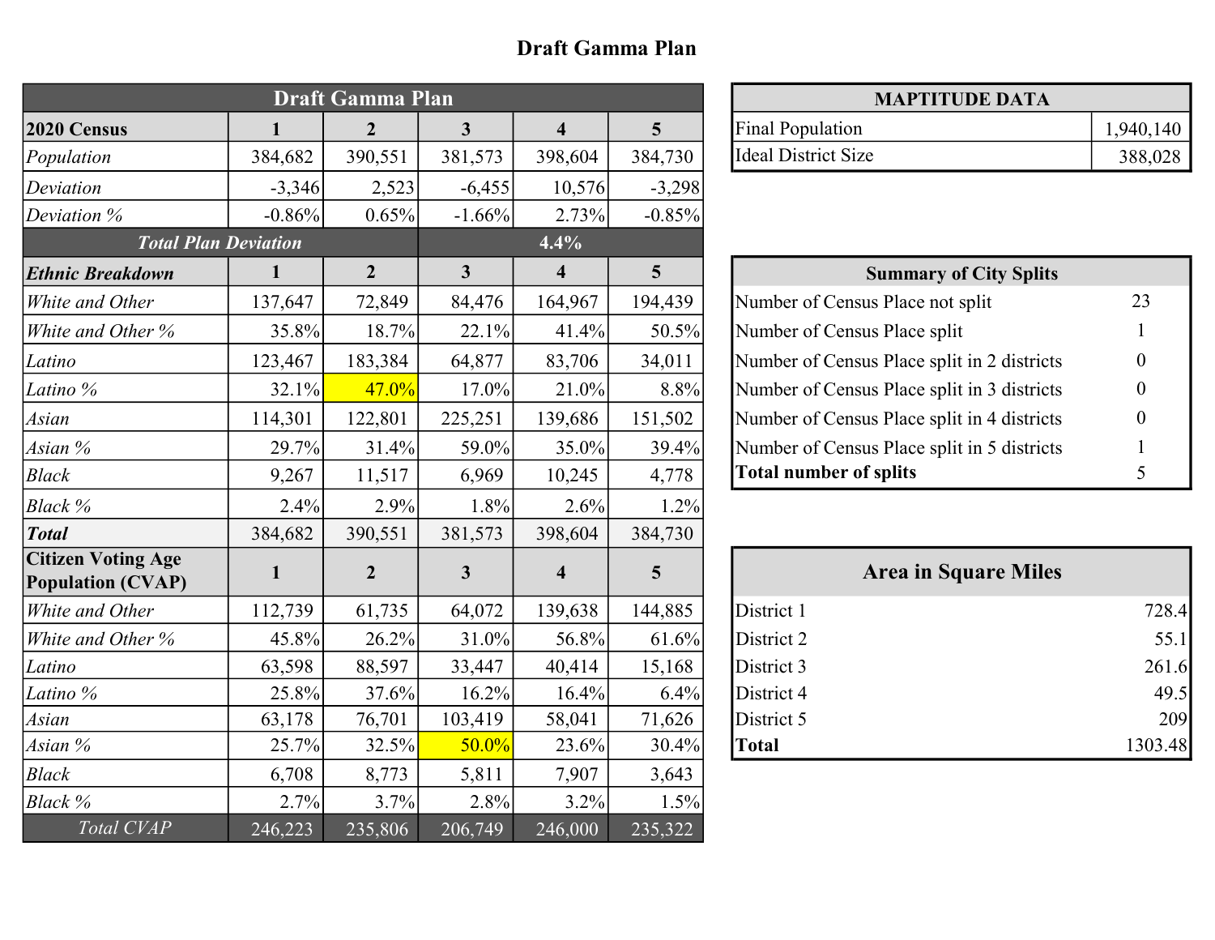# Draft Gamma Plan

| Draft Gamma Plan | | | | | |
|---|---|---|---|---|---|
| **2020 Census** | **1** | **2** | **3** | **4** | **5** |
| *Population* | 384,682 | 390,551 | 381,573 | 398,604 | 384,730 |
| *Deviation* | -3,346 | 2,523 | -6,455 | 10,576 | -3,298 |
| *Deviation %* | -0.86% | 0.65% | -1.66% | 2.73% | -0.85% |
| ***Total Plan Deviation*** | | | **4.4%** | | |
| ***Ethnic Breakdown*** | **1** | **2** | **3** | **4** | **5** |
| *White and Other* | 137,647 | 72,849 | 84,476 | 164,967 | 194,439 |
| *White and Other %* | 35.8% | 18.7% | 22.1% | 41.4% | 50.5% |
| *Latino* | 123,467 | 183,384 | 64,877 | 83,706 | 34,011 |
| *Latino %* | 32.1% | 47.0% | 17.0% | 21.0% | 8.8% |
| *Asian* | 114,301 | 122,801 | 225,251 | 139,686 | 151,502 |
| *Asian %* | 29.7% | 31.4% | 59.0% | 35.0% | 39.4% |
| *Black* | 9,267 | 11,517 | 6,969 | 10,245 | 4,778 |
| *Black %* | 2.4% | 2.9% | 1.8% | 2.6% | 1.2% |
| ***Total*** | 384,682 | 390,551 | 381,573 | 398,604 | 384,730 |
| **Citizen Voting Age Population (CVAP)** | **1** | **2** | **3** | **4** | **5** |
| *White and Other* | 112,739 | 61,735 | 64,072 | 139,638 | 144,885 |
| *White and Other %* | 45.8% | 26.2% | 31.0% | 56.8% | 61.6% |
| *Latino* | 63,598 | 88,597 | 33,447 | 40,414 | 15,168 |
| *Latino %* | 25.8% | 37.6% | 16.2% | 16.4% | 6.4% |
| *Asian* | 63,178 | 76,701 | 103,419 | 58,041 | 71,626 |
| *Asian %* | 25.7% | 32.5% | 50.0% | 23.6% | 30.4% |
| *Black* | 6,708 | 8,773 | 5,811 | 7,907 | 3,643 |
| *Black %* | 2.7% | 3.7% | 2.8% | 3.2% | 1.5% |
| *Total CVAP* | 246,223 | 235,806 | 206,749 | 246,000 | 235,322 |

| MAPTITUDE DATA | |
|---|---|
| Final Population | 1,940,140 |
| Ideal District Size | 388,028 |

| Summary of City Splits | |
|---|---|
| Number of Census Place not split | 23 |
| Number of Census Place split | 1 |
| Number of Census Place split in 2 districts | 0 |
| Number of Census Place split in 3 districts | 0 |
| Number of Census Place split in 4 districts | 0 |
| Number of Census Place split in 5 districts | 1 |
| **Total number of splits** | 5 |

| Area in Square Miles | |
|---|---|
| District 1 | 728.4 |
| District 2 | 55.1 |
| District 3 | 261.6 |
| District 4 | 49.5 |
| District 5 | 209 |
| **Total** | 1303.48 |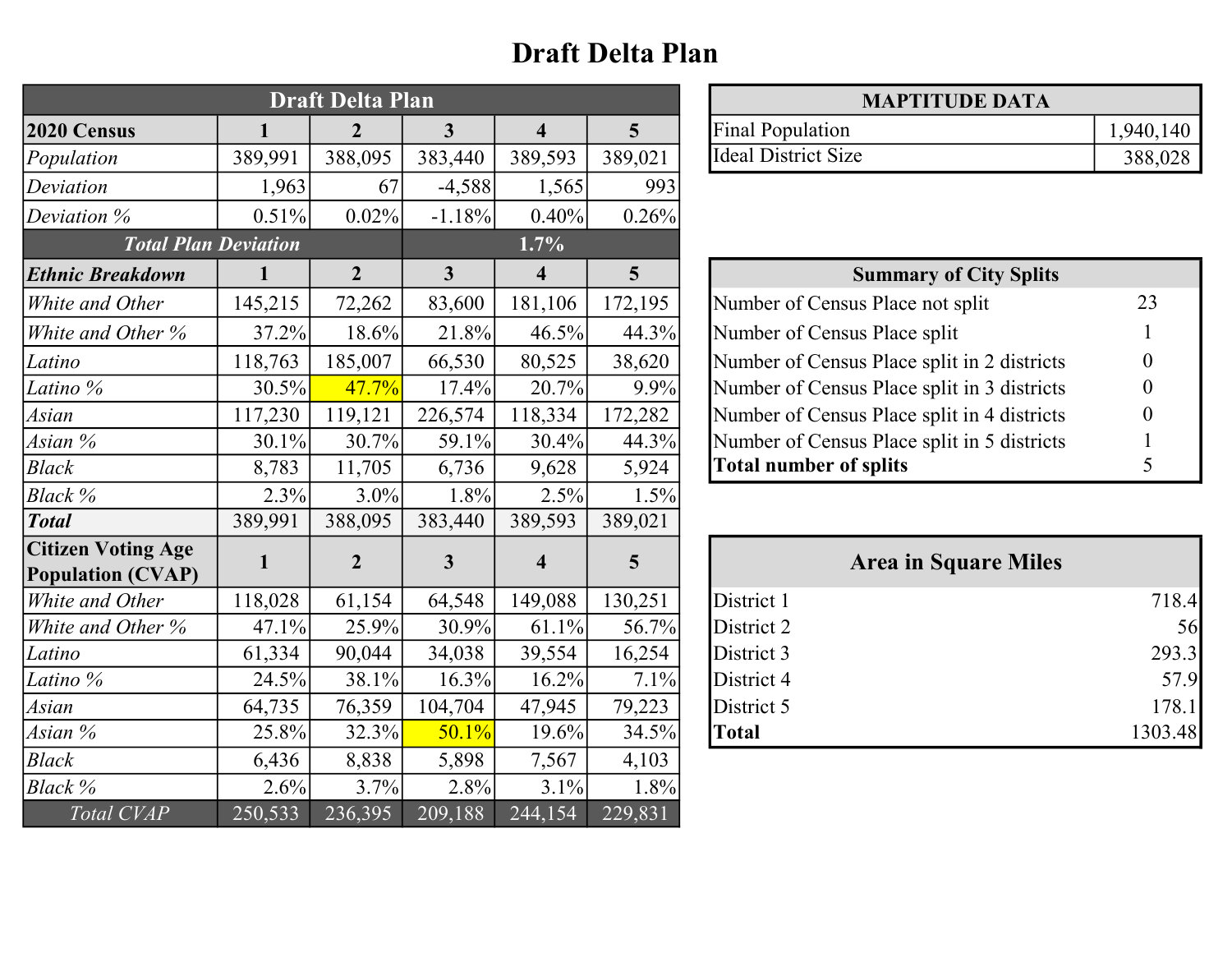# Draft Delta Plan

| Draft Delta Plan | | | | | |
|---|---|---|---|---|---|
| **2020 Census** | **1** | **2** | **3** | **4** | **5** |
| *Population* | 389,991 | 388,095 | 383,440 | 389,593 | 389,021 |
| *Deviation* | 1,963 | 67 | -4,588 | 1,565 | 993 |
| *Deviation %* | 0.51% | 0.02% | -1.18% | 0.40% | 0.26% |
| ***Total Plan Deviation*** | | | **1.7%** | | |
| ***Ethnic Breakdown*** | **1** | **2** | **3** | **4** | **5** |
| *White and Other* | 145,215 | 72,262 | 83,600 | 181,106 | 172,195 |
| *White and Other %* | 37.2% | 18.6% | 21.8% | 46.5% | 44.3% |
| *Latino* | 118,763 | 185,007 | 66,530 | 80,525 | 38,620 |
| *Latino %* | 30.5% | 47.7% | 17.4% | 20.7% | 9.9% |
| *Asian* | 117,230 | 119,121 | 226,574 | 118,334 | 172,282 |
| *Asian %* | 30.1% | 30.7% | 59.1% | 30.4% | 44.3% |
| *Black* | 8,783 | 11,705 | 6,736 | 9,628 | 5,924 |
| *Black %* | 2.3% | 3.0% | 1.8% | 2.5% | 1.5% |
| ***Total*** | 389,991 | 388,095 | 383,440 | 389,593 | 389,021 |
| **Citizen Voting Age Population (CVAP)** | **1** | **2** | **3** | **4** | **5** |
| *White and Other* | 118,028 | 61,154 | 64,548 | 149,088 | 130,251 |
| *White and Other %* | 47.1% | 25.9% | 30.9% | 61.1% | 56.7% |
| *Latino* | 61,334 | 90,044 | 34,038 | 39,554 | 16,254 |
| *Latino %* | 24.5% | 38.1% | 16.3% | 16.2% | 7.1% |
| *Asian* | 64,735 | 76,359 | 104,704 | 47,945 | 79,223 |
| *Asian %* | 25.8% | 32.3% | 50.1% | 19.6% | 34.5% |
| *Black* | 6,436 | 8,838 | 5,898 | 7,567 | 4,103 |
| *Black %* | 2.6% | 3.7% | 2.8% | 3.1% | 1.8% |
| *Total CVAP* | 250,533 | 236,395 | 209,188 | 244,154 | 229,831 |

| MAPTITUDE DATA | |
|---|---|
| Final Population | 1,940,140 |
| Ideal District Size | 388,028 |

| Summary of City Splits | |
|---|---|
| Number of Census Place not split | 23 |
| Number of Census Place split | 1 |
| Number of Census Place split in 2 districts | 0 |
| Number of Census Place split in 3 districts | 0 |
| Number of Census Place split in 4 districts | 0 |
| Number of Census Place split in 5 districts | 1 |
| **Total number of splits** | 5 |

| Area in Square Miles | |
|---|---|
| District 1 | 718.4 |
| District 2 | 56 |
| District 3 | 293.3 |
| District 4 | 57.9 |
| District 5 | 178.1 |
| **Total** | 1303.48 |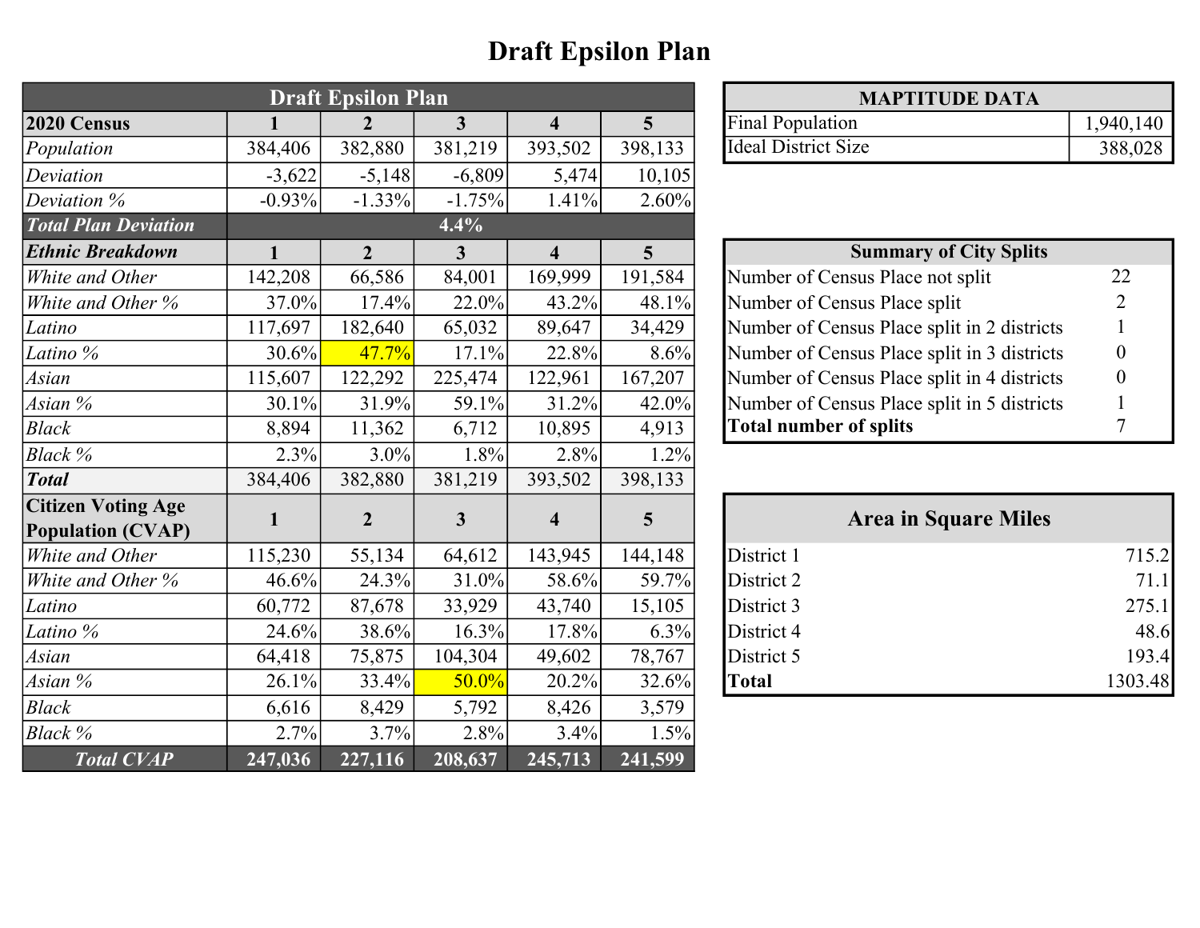# Draft Epsilon Plan

| Draft Epsilon Plan | | | | | |
|---|---|---|---|---|---|
| **2020 Census** | **1** | **2** | **3** | **4** | **5** |
| *Population* | 384,406 | 382,880 | 381,219 | 393,502 | 398,133 |
| *Deviation* | -3,622 | -5,148 | -6,809 | 5,474 | 10,105 |
| *Deviation %* | -0.93% | -1.33% | -1.75% | 1.41% | 2.60% |
| ***Total Plan Deviation*** | **4.4%** | | | | |
| ***Ethnic Breakdown*** | **1** | **2** | **3** | **4** | **5** |
| *White and Other* | 142,208 | 66,586 | 84,001 | 169,999 | 191,584 |
| *White and Other %* | 37.0% | 17.4% | 22.0% | 43.2% | 48.1% |
| *Latino* | 117,697 | 182,640 | 65,032 | 89,647 | 34,429 |
| *Latino %* | 30.6% | 47.7% | 17.1% | 22.8% | 8.6% |
| *Asian* | 115,607 | 122,292 | 225,474 | 122,961 | 167,207 |
| *Asian %* | 30.1% | 31.9% | 59.1% | 31.2% | 42.0% |
| *Black* | 8,894 | 11,362 | 6,712 | 10,895 | 4,913 |
| *Black %* | 2.3% | 3.0% | 1.8% | 2.8% | 1.2% |
| ***Total*** | 384,406 | 382,880 | 381,219 | 393,502 | 398,133 |
| **Citizen Voting Age Population (CVAP)** | **1** | **2** | **3** | **4** | **5** |
| *White and Other* | 115,230 | 55,134 | 64,612 | 143,945 | 144,148 |
| *White and Other %* | 46.6% | 24.3% | 31.0% | 58.6% | 59.7% |
| *Latino* | 60,772 | 87,678 | 33,929 | 43,740 | 15,105 |
| *Latino %* | 24.6% | 38.6% | 16.3% | 17.8% | 6.3% |
| *Asian* | 64,418 | 75,875 | 104,304 | 49,602 | 78,767 |
| *Asian %* | 26.1% | 33.4% | 50.0% | 20.2% | 32.6% |
| *Black* | 6,616 | 8,429 | 5,792 | 8,426 | 3,579 |
| *Black %* | 2.7% | 3.7% | 2.8% | 3.4% | 1.5% |
| ***Total CVAP*** | **247,036** | **227,116** | **208,637** | **245,713** | **241,599** |

| MAPTITUDE DATA | |
|---|---|
| Final Population | 1,940,140 |
| Ideal District Size | 388,028 |

| Summary of City Splits | |
|---|---|
| Number of Census Place not split | 22 |
| Number of Census Place split | 2 |
| Number of Census Place split in 2 districts | 1 |
| Number of Census Place split in 3 districts | 0 |
| Number of Census Place split in 4 districts | 0 |
| Number of Census Place split in 5 districts | 1 |
| **Total number of splits** | 7 |

| Area in Square Miles | |
|---|---|
| District 1 | 715.2 |
| District 2 | 71.1 |
| District 3 | 275.1 |
| District 4 | 48.6 |
| District 5 | 193.4 |
| **Total** | 1303.48 |